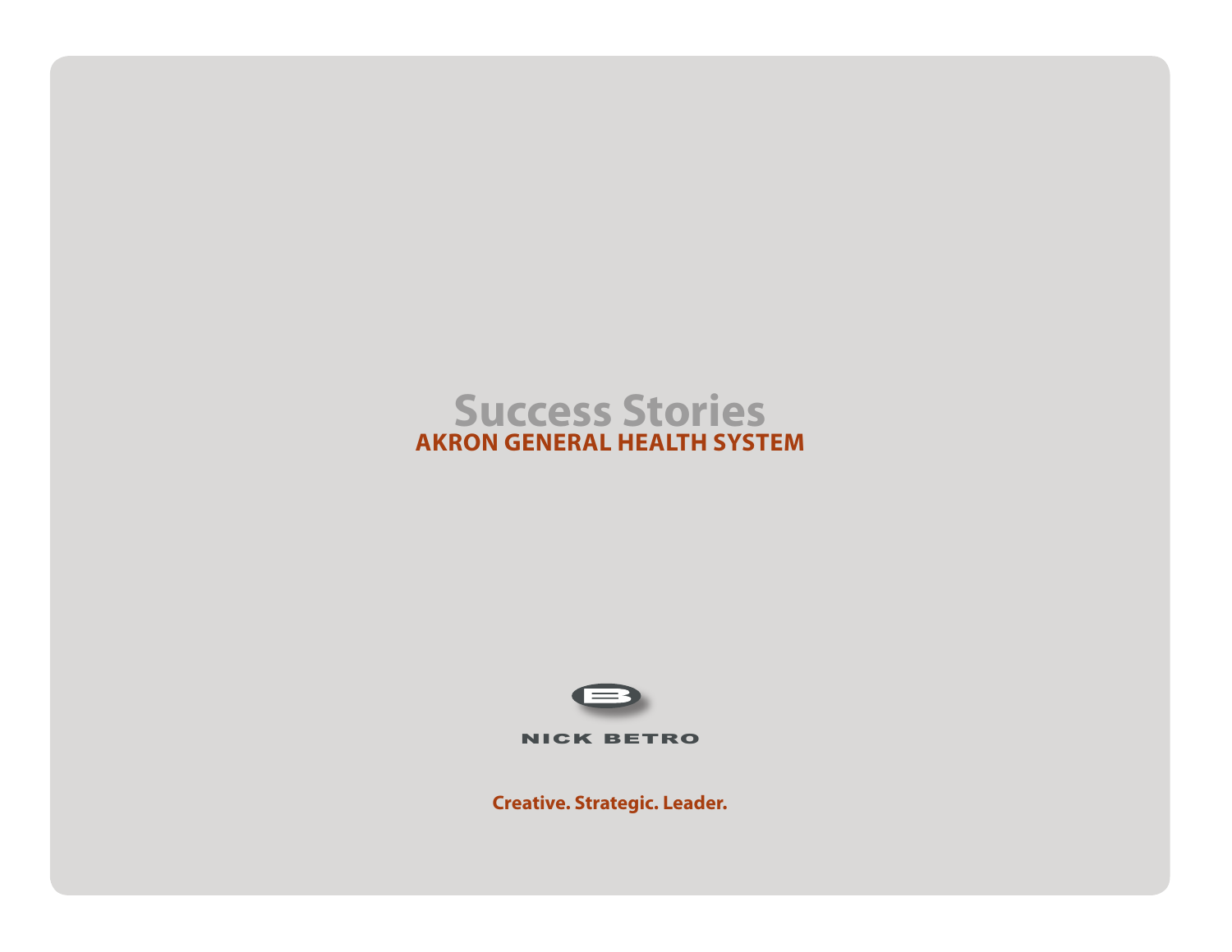# Success Stories

## AKRON GENERAL HEALTH SYSTEM

NICK BETRO

**Creative. Strategic. Leader.**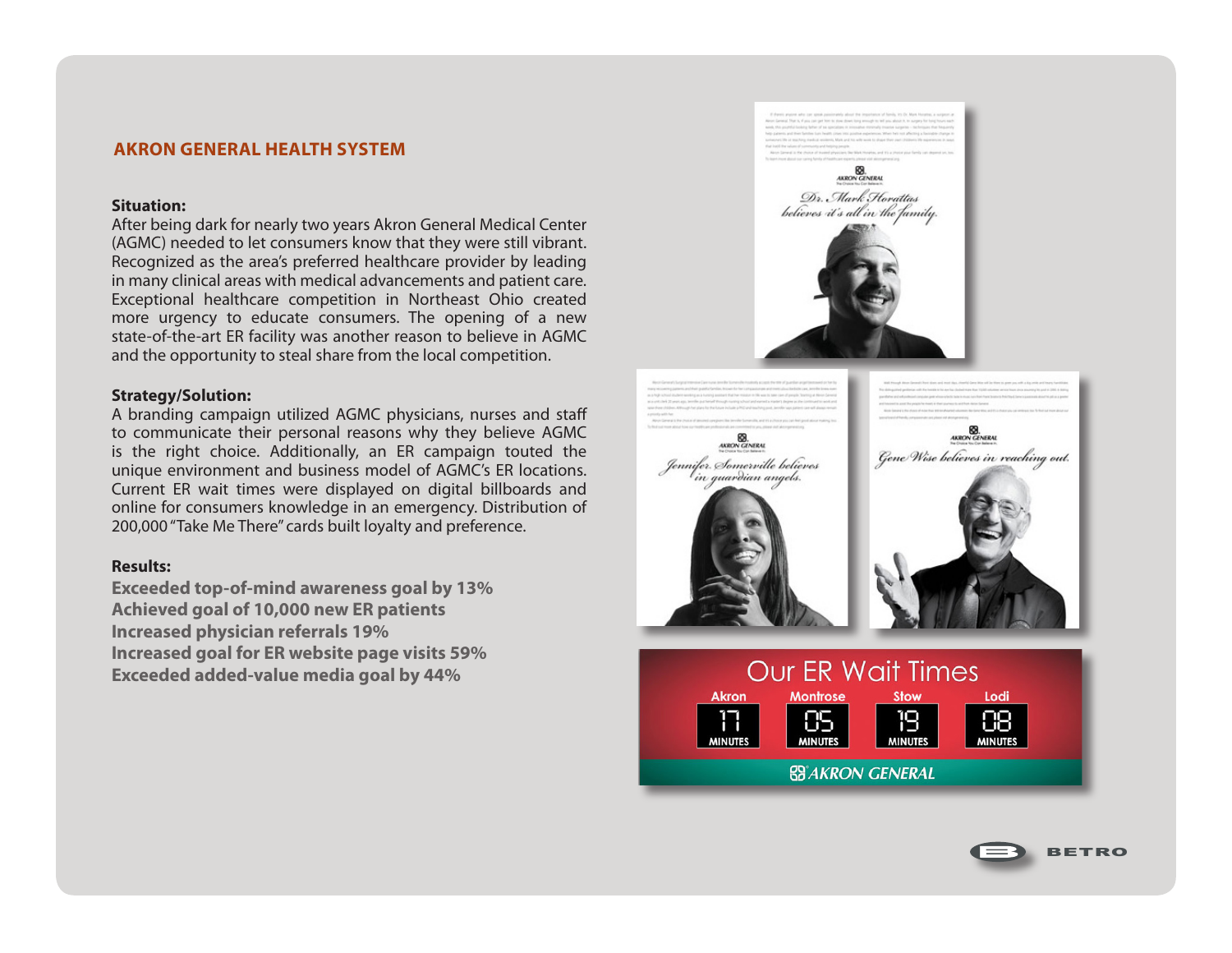## AKRON GENERAL HEALTH SYSTEM

**Situation:**
After being dark for nearly two years Akron General Medical Center (AGMC) needed to let consumers know that they were still vibrant. Recognized as the area's preferred healthcare provider by leading in many clinical areas with medical advancements and patient care. Exceptional healthcare competition in Northeast Ohio created more urgency to educate consumers. The opening of a new state-of-the-art ER facility was another reason to believe in AGMC and the opportunity to steal share from the local competition.

**Strategy/Solution:**
A branding campaign utilized AGMC physicians, nurses and staff to communicate their personal reasons why they believe AGMC is the right choice. Additionally, an ER campaign touted the unique environment and business model of AGMC's ER locations. Current ER wait times were displayed on digital billboards and online for consumers knowledge in an emergency. Distribution of 200,000 "Take Me There" cards built loyalty and preference.

**Results:**

**Exceeded top-of-mind awareness goal by 13%**
**Achieved goal of 10,000 new ER patients**
**Increased physician referrals 19%**
**Increased goal for ER website page visits 59%**
**Exceeded added-value media goal by 44%**